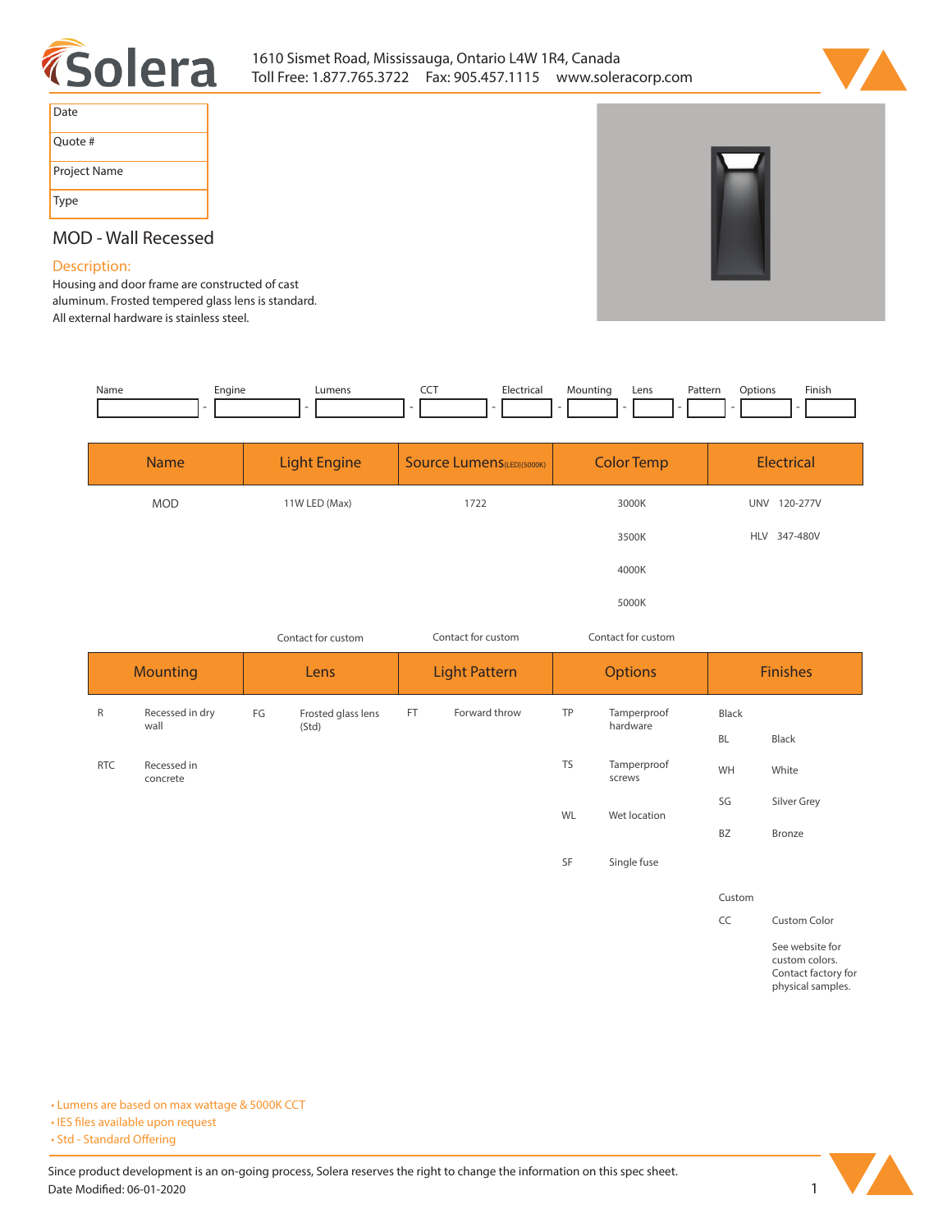1610 Sismet Road, Mississauga, Ontario L4W 1R4, Canada
Toll Free: 1.877.765.3722 Fax: 905.457.1115 www.soleracorp.com

| |
|---|
| Date |
| Quote # |
| Project Name |
| Type |

## MOD - Wall Recessed

### Description:

Housing and door frame are constructed of cast aluminum. Frosted tempered glass lens is standard. All external hardware is stainless steel.

| Name | Engine | Lumens | CCT | Electrical | Mounting | Lens | Pattern | Options | Finish |
|---|---|---|---|---|---|---|---|---|---|
| | - | - | - | - | - | - | - | - | - |

| Name | Light Engine | Source Lumens(LED)(5000K) | Color Temp | Electrical |
|---|---|---|---|---|
| MOD | 11W LED (Max) | 1722 | 3000K | UNV 120-277V |
| | | | 3500K | HLV 347-480V |
| | | | 4000K | |
| | | | 5000K | |
| | Contact for custom | Contact for custom | Contact for custom | |

| Mounting | | Lens | | Light Pattern | | Options | | Finishes | |
|---|---|---|---|---|---|---|---|---|---|
| R | Recessed in dry wall | FG | Frosted glass lens (Std) | FT | Forward throw | TP | Tamperproof hardware | Black | |
| | | | | | | | | BL | Black |
| RTC | Recessed in concrete | | | | | TS | Tamperproof screws | WH | White |
| | | | | | | | | SG | Silver Grey |
| | | | | | | WL | Wet location | BZ | Bronze |
| | | | | | | SF | Single fuse | | |
| | | | | | | | | Custom | |
| | | | | | | | | CC | Custom Color |
| | | | | | | | | | See website for custom colors. Contact factory for physical samples. |

- Lumens are based on max wattage & 5000K CCT
- IES files available upon request
- Std - Standard Offering

Since product development is an on-going process, Solera reserves the right to change the information on this spec sheet.
Date Modified: 06-01-2020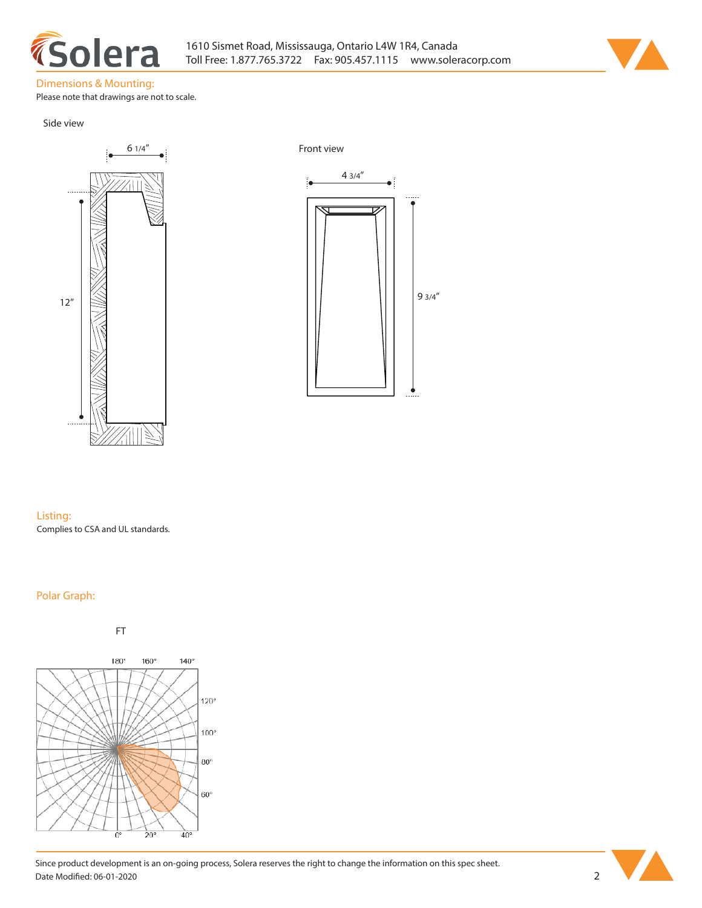## Dimensions & Mounting:

Please note that drawings are not to scale.

Side view

6 1/4″

12″

Front view

4 3/4″

9 3/4″

## Listing:

Complies to CSA and UL standards.

## Polar Graph:

FT

180° 160° 140°

120°

100°

80°

60°

0° 20° 40°

Since product development is an on-going process, Solera reserves the right to change the information on this spec sheet.

Date Modified: 06-01-2020